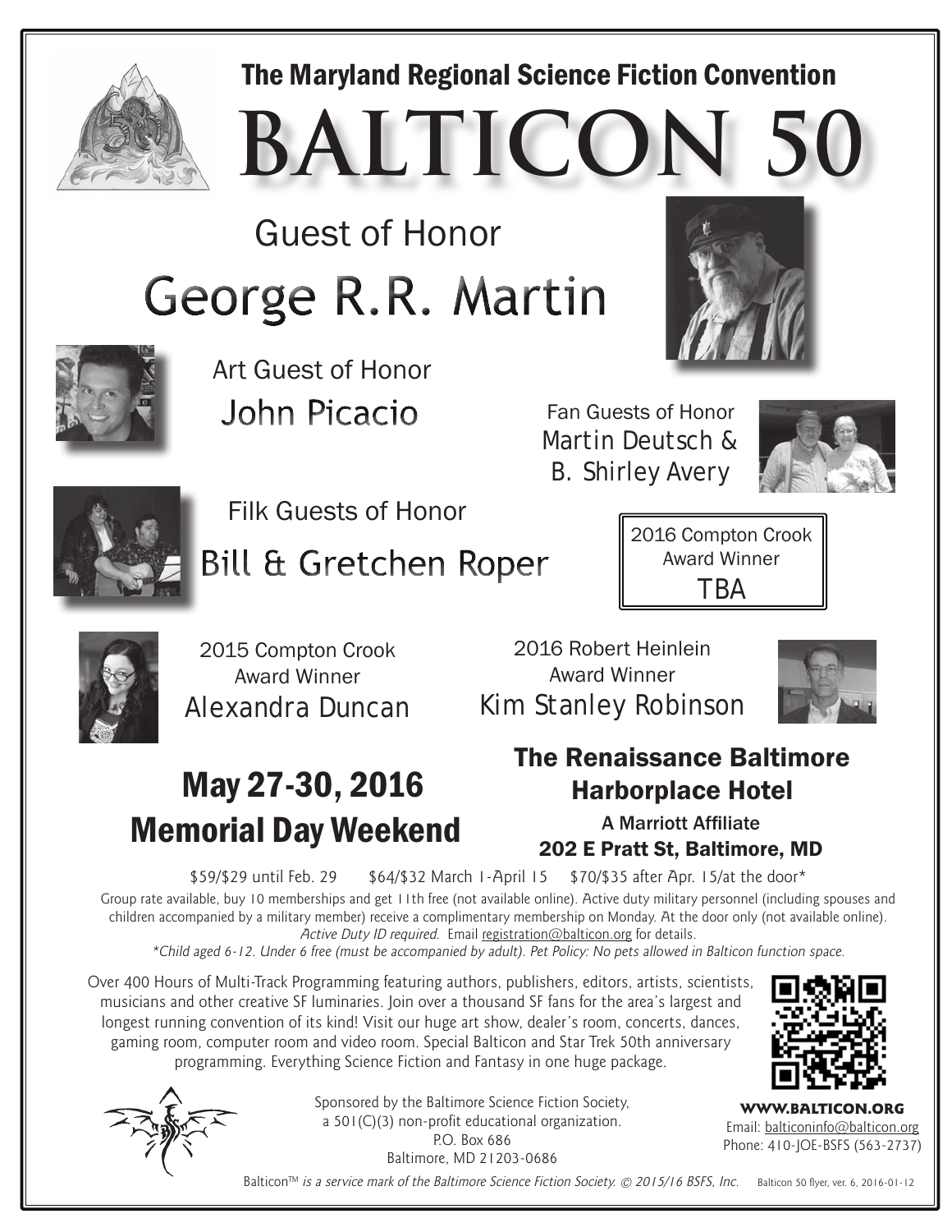## The Maryland Regional Science Fiction Convention

# BALTICON 50

## Guest of Honor

# George R.R. Martin

### Art Guest of Honor

## John Picacio

### Fan Guests of Honor

## Martin Deutsch & B. Shirley Avery

### Filk Guests of Honor

## Bill & Gretchen Roper

2016 Compton Crook Award Winner

**TBA**

2015 Compton Crook Award Winner

**Alexandra Duncan**

2016 Robert Heinlein Award Winner

**Kim Stanley Robinson**

## May 27-30, 2016 Memorial Day Weekend

## The Renaissance Baltimore Harborplace Hotel

**A Marriott Affiliate**

**202 E Pratt St, Baltimore, MD**

$59/$29 until Feb. 29 $64/$32 March 1-April 15 $70/$35 after Apr. 15/at the door*

Group rate available, buy 10 memberships and get 11th free (not available online). Active duty military personnel (including spouses and children accompanied by a military member) receive a complimentary membership on Monday. At the door only (not available online). *Active Duty ID required.* Email registration@balticon.org for details.

*\*Child aged 6-12. Under 6 free (must be accompanied by adult). Pet Policy: No pets allowed in Balticon function space.*

Over 400 Hours of Multi-Track Programming featuring authors, publishers, editors, artists, scientists, musicians and other creative SF luminaries. Join over a thousand SF fans for the area's largest and longest running convention of its kind! Visit our huge art show, dealer's room, concerts, dances, gaming room, computer room and video room. Special Balticon and Star Trek 50th anniversary programming. Everything Science Fiction and Fantasy in one huge package.

Sponsored by the Baltimore Science Fiction Society, a 501(C)(3) non-profit educational organization.
P.O. Box 686
Baltimore, MD 21203-0686

**WWW.BALTICON.ORG**
Email: balticoninfo@balticon.org
Phone: 410-JOE-BSFS (563-2737)

Balticon™ *is a service mark of the Baltimore Science Fiction Society. © 2015/16 BSFS, Inc.* Balticon 50 flyer, ver. 6, 2016-01-12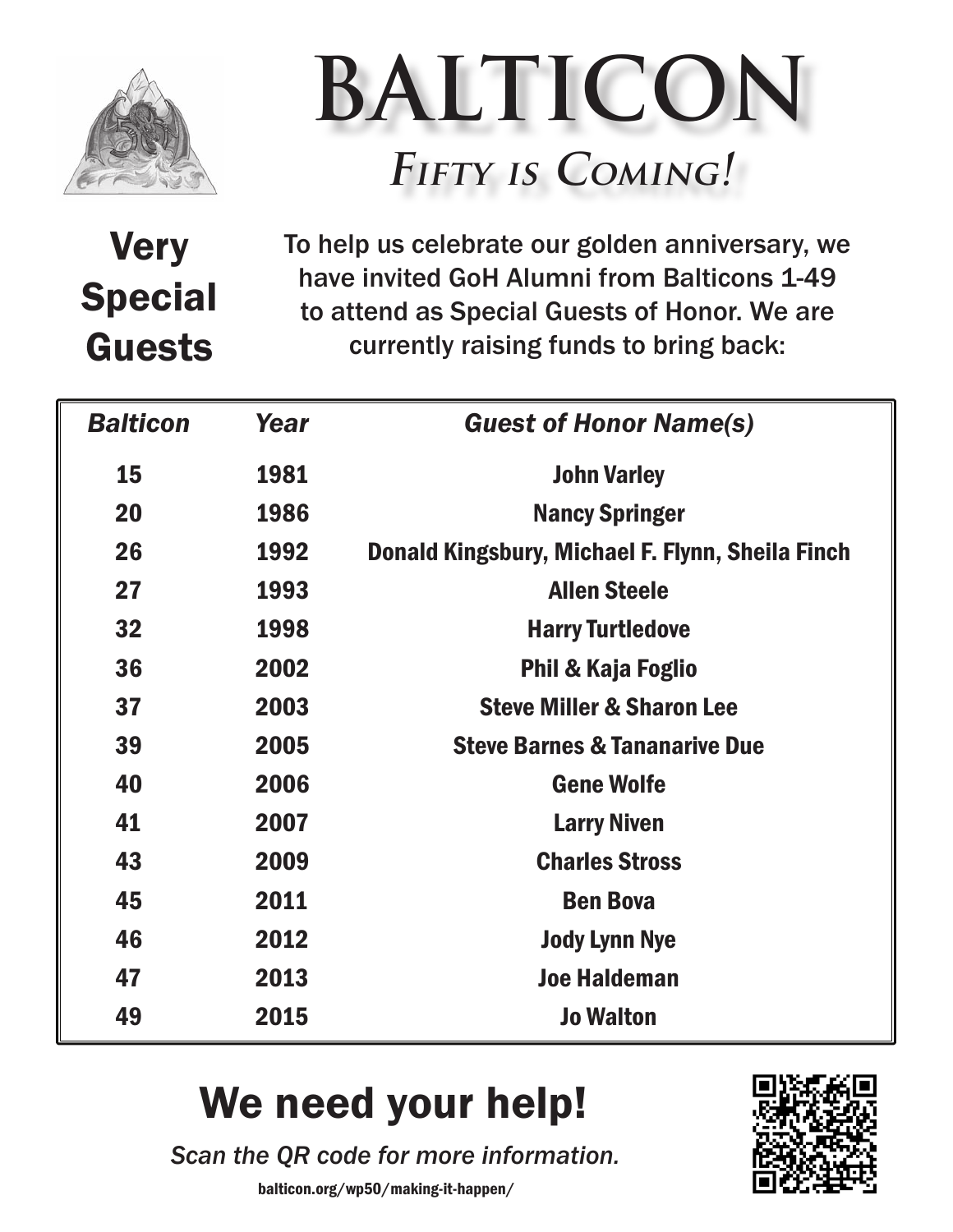# BALTICON

## *Fifty is Coming!*

## Very Special Guests

To help us celebrate our golden anniversary, we have invited GoH Alumni from Balticons 1-49 to attend as Special Guests of Honor. We are currently raising funds to bring back:

| *Balticon* | *Year* | *Guest of Honor Name(s)* |
|---|---|---|
| 15 | 1981 | John Varley |
| 20 | 1986 | Nancy Springer |
| 26 | 1992 | Donald Kingsbury, Michael F. Flynn, Sheila Finch |
| 27 | 1993 | Allen Steele |
| 32 | 1998 | Harry Turtledove |
| 36 | 2002 | Phil & Kaja Foglio |
| 37 | 2003 | Steve Miller & Sharon Lee |
| 39 | 2005 | Steve Barnes & Tananarive Due |
| 40 | 2006 | Gene Wolfe |
| 41 | 2007 | Larry Niven |
| 43 | 2009 | Charles Stross |
| 45 | 2011 | Ben Bova |
| 46 | 2012 | Jody Lynn Nye |
| 47 | 2013 | Joe Haldeman |
| 49 | 2015 | Jo Walton |

## We need your help!

*Scan the QR code for more information.*

balticon.org/wp50/making-it-happen/